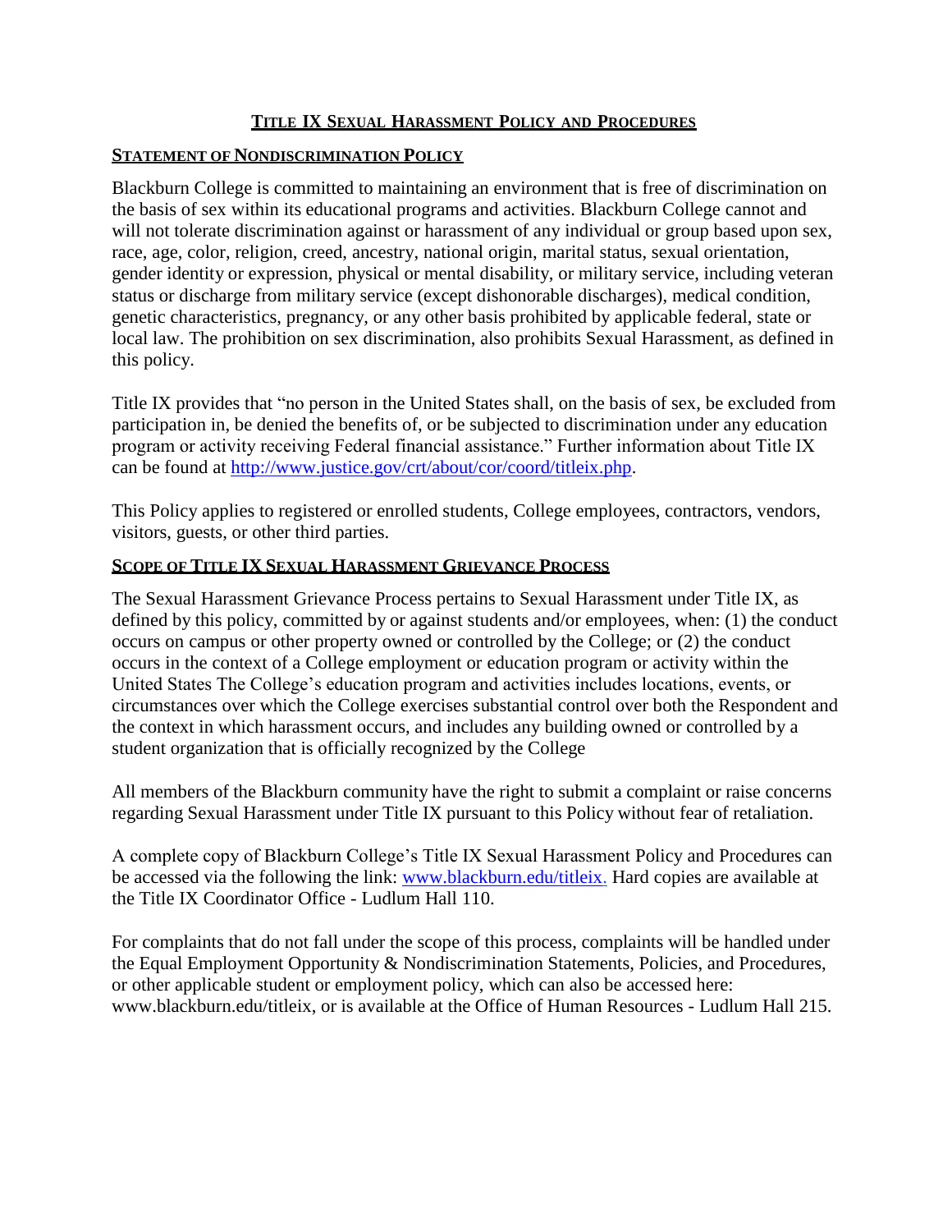# Title IX Sexual Harassment Policy and Procedures

## Statement of Nondiscrimination Policy

Blackburn College is committed to maintaining an environment that is free of discrimination on the basis of sex within its educational programs and activities. Blackburn College cannot and will not tolerate discrimination against or harassment of any individual or group based upon sex, race, age, color, religion, creed, ancestry, national origin, marital status, sexual orientation, gender identity or expression, physical or mental disability, or military service, including veteran status or discharge from military service (except dishonorable discharges), medical condition, genetic characteristics, pregnancy, or any other basis prohibited by applicable federal, state or local law. The prohibition on sex discrimination, also prohibits Sexual Harassment, as defined in this policy.

Title IX provides that "no person in the United States shall, on the basis of sex, be excluded from participation in, be denied the benefits of, or be subjected to discrimination under any education program or activity receiving Federal financial assistance." Further information about Title IX can be found at http://www.justice.gov/crt/about/cor/coord/titleix.php.

This Policy applies to registered or enrolled students, College employees, contractors, vendors, visitors, guests, or other third parties.

## Scope of Title IX Sexual Harassment Grievance Process

The Sexual Harassment Grievance Process pertains to Sexual Harassment under Title IX, as defined by this policy, committed by or against students and/or employees, when: (1) the conduct occurs on campus or other property owned or controlled by the College; or (2) the conduct occurs in the context of a College employment or education program or activity within the United States The College's education program and activities includes locations, events, or circumstances over which the College exercises substantial control over both the Respondent and the context in which harassment occurs, and includes any building owned or controlled by a student organization that is officially recognized by the College

All members of the Blackburn community have the right to submit a complaint or raise concerns regarding Sexual Harassment under Title IX pursuant to this Policy without fear of retaliation.

A complete copy of Blackburn College's Title IX Sexual Harassment Policy and Procedures can be accessed via the following the link: www.blackburn.edu/titleix. Hard copies are available at the Title IX Coordinator Office - Ludlum Hall 110.

For complaints that do not fall under the scope of this process, complaints will be handled under the Equal Employment Opportunity & Nondiscrimination Statements, Policies, and Procedures, or other applicable student or employment policy, which can also be accessed here: www.blackburn.edu/titleix, or is available at the Office of Human Resources - Ludlum Hall 215.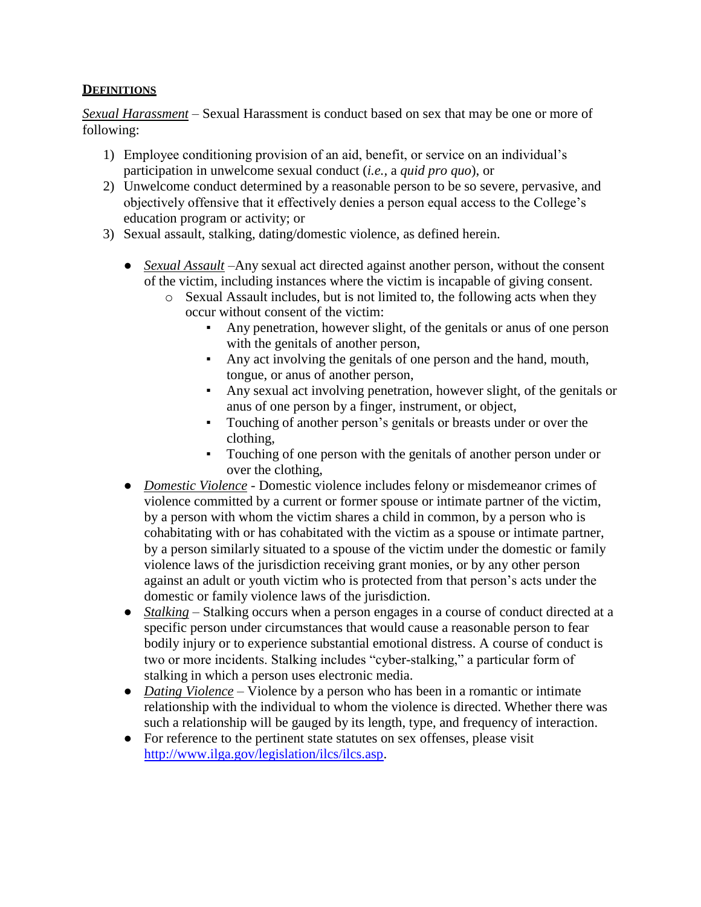## DEFINITIONS

*Sexual Harassment* – Sexual Harassment is conduct based on sex that may be one or more of following:

1) Employee conditioning provision of an aid, benefit, or service on an individual's participation in unwelcome sexual conduct (*i.e.*, a *quid pro quo*), or
2) Unwelcome conduct determined by a reasonable person to be so severe, pervasive, and objectively offensive that it effectively denies a person equal access to the College's education program or activity; or
3) Sexual assault, stalking, dating/domestic violence, as defined herein.

- *Sexual Assault* –Any sexual act directed against another person, without the consent of the victim, including instances where the victim is incapable of giving consent.
    - Sexual Assault includes, but is not limited to, the following acts when they occur without consent of the victim:
        - Any penetration, however slight, of the genitals or anus of one person with the genitals of another person,
        - Any act involving the genitals of one person and the hand, mouth, tongue, or anus of another person,
        - Any sexual act involving penetration, however slight, of the genitals or anus of one person by a finger, instrument, or object,
        - Touching of another person's genitals or breasts under or over the clothing,
        - Touching of one person with the genitals of another person under or over the clothing,
- *Domestic Violence* - Domestic violence includes felony or misdemeanor crimes of violence committed by a current or former spouse or intimate partner of the victim, by a person with whom the victim shares a child in common, by a person who is cohabitating with or has cohabitated with the victim as a spouse or intimate partner, by a person similarly situated to a spouse of the victim under the domestic or family violence laws of the jurisdiction receiving grant monies, or by any other person against an adult or youth victim who is protected from that person's acts under the domestic or family violence laws of the jurisdiction.
- *Stalking* – Stalking occurs when a person engages in a course of conduct directed at a specific person under circumstances that would cause a reasonable person to fear bodily injury or to experience substantial emotional distress. A course of conduct is two or more incidents. Stalking includes "cyber-stalking," a particular form of stalking in which a person uses electronic media.
- *Dating Violence* – Violence by a person who has been in a romantic or intimate relationship with the individual to whom the violence is directed. Whether there was such a relationship will be gauged by its length, type, and frequency of interaction.
- For reference to the pertinent state statutes on sex offenses, please visit http://www.ilga.gov/legislation/ilcs/ilcs.asp.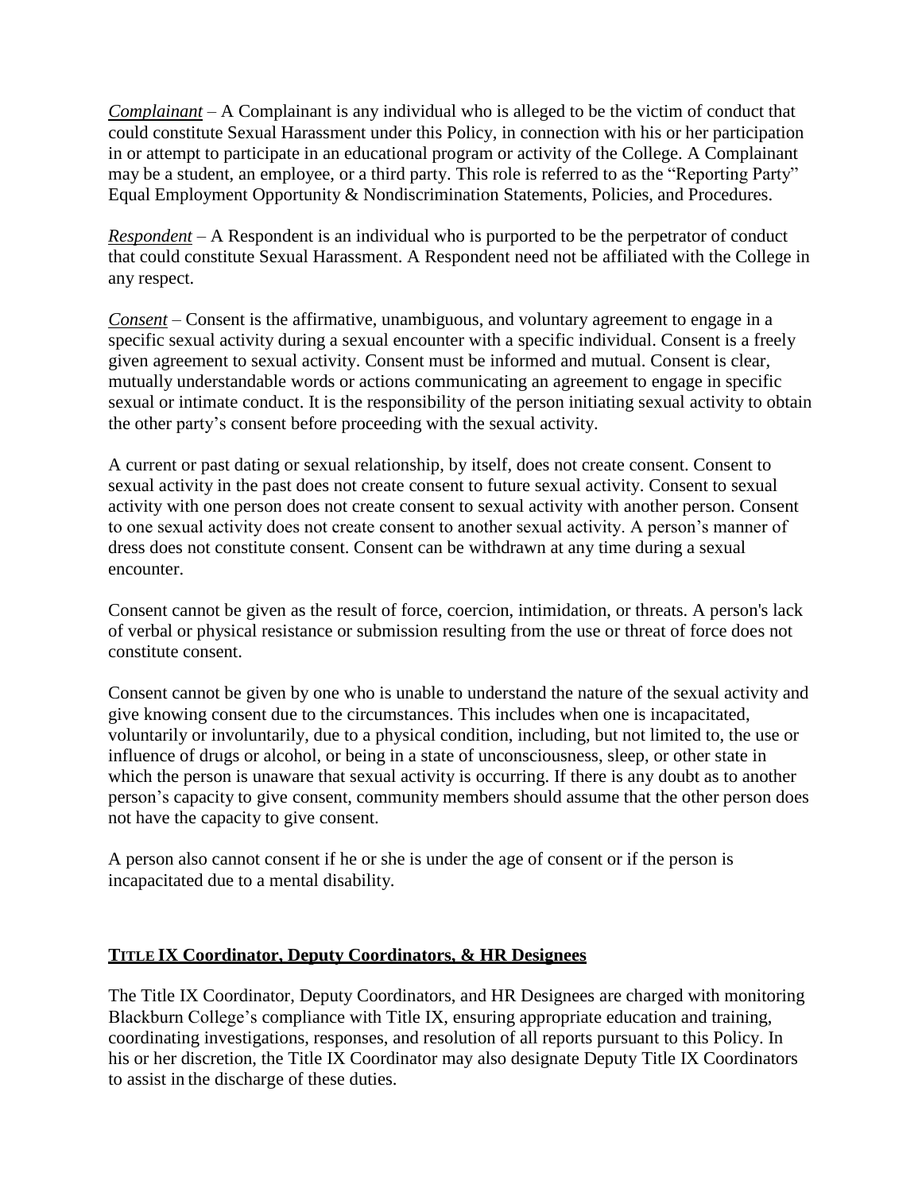*Complainant* – A Complainant is any individual who is alleged to be the victim of conduct that could constitute Sexual Harassment under this Policy, in connection with his or her participation in or attempt to participate in an educational program or activity of the College. A Complainant may be a student, an employee, or a third party. This role is referred to as the "Reporting Party" Equal Employment Opportunity & Nondiscrimination Statements, Policies, and Procedures.

*Respondent* – A Respondent is an individual who is purported to be the perpetrator of conduct that could constitute Sexual Harassment. A Respondent need not be affiliated with the College in any respect.

*Consent* – Consent is the affirmative, unambiguous, and voluntary agreement to engage in a specific sexual activity during a sexual encounter with a specific individual. Consent is a freely given agreement to sexual activity. Consent must be informed and mutual. Consent is clear, mutually understandable words or actions communicating an agreement to engage in specific sexual or intimate conduct. It is the responsibility of the person initiating sexual activity to obtain the other party's consent before proceeding with the sexual activity.

A current or past dating or sexual relationship, by itself, does not create consent. Consent to sexual activity in the past does not create consent to future sexual activity. Consent to sexual activity with one person does not create consent to sexual activity with another person. Consent to one sexual activity does not create consent to another sexual activity. A person's manner of dress does not constitute consent. Consent can be withdrawn at any time during a sexual encounter.

Consent cannot be given as the result of force, coercion, intimidation, or threats. A person's lack of verbal or physical resistance or submission resulting from the use or threat of force does not constitute consent.

Consent cannot be given by one who is unable to understand the nature of the sexual activity and give knowing consent due to the circumstances. This includes when one is incapacitated, voluntarily or involuntarily, due to a physical condition, including, but not limited to, the use or influence of drugs or alcohol, or being in a state of unconsciousness, sleep, or other state in which the person is unaware that sexual activity is occurring. If there is any doubt as to another person's capacity to give consent, community members should assume that the other person does not have the capacity to give consent.

A person also cannot consent if he or she is under the age of consent or if the person is incapacitated due to a mental disability.

## Title IX Coordinator, Deputy Coordinators, & HR Designees

The Title IX Coordinator, Deputy Coordinators, and HR Designees are charged with monitoring Blackburn College's compliance with Title IX, ensuring appropriate education and training, coordinating investigations, responses, and resolution of all reports pursuant to this Policy. In his or her discretion, the Title IX Coordinator may also designate Deputy Title IX Coordinators to assist in the discharge of these duties.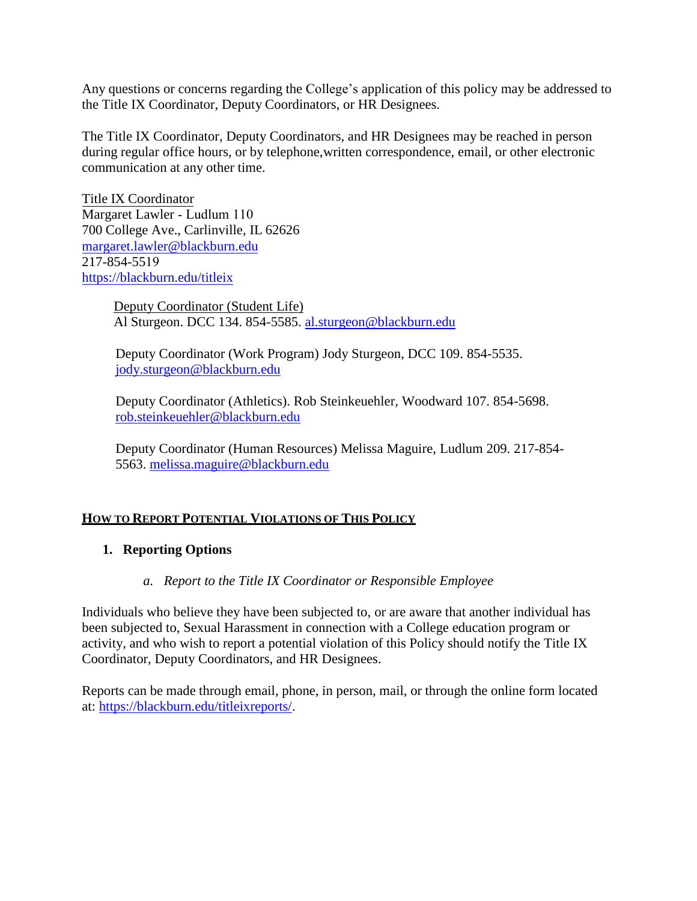Any questions or concerns regarding the College's application of this policy may be addressed to the Title IX Coordinator, Deputy Coordinators, or HR Designees.

The Title IX Coordinator, Deputy Coordinators, and HR Designees may be reached in person during regular office hours, or by telephone,written correspondence, email, or other electronic communication at any other time.

Title IX Coordinator
Margaret Lawler - Ludlum 110
700 College Ave., Carlinville, IL 62626
margaret.lawler@blackburn.edu
217-854-5519
https://blackburn.edu/titleix

Deputy Coordinator (Student Life)
Al Sturgeon. DCC 134. 854-5585. al.sturgeon@blackburn.edu

Deputy Coordinator (Work Program) Jody Sturgeon, DCC 109. 854-5535. jody.sturgeon@blackburn.edu

Deputy Coordinator (Athletics). Rob Steinkeuehler, Woodward 107. 854-5698. rob.steinkeuehler@blackburn.edu

Deputy Coordinator (Human Resources) Melissa Maguire, Ludlum 209. 217-854-5563. melissa.maguire@blackburn.edu

## HOW TO REPORT POTENTIAL VIOLATIONS OF THIS POLICY

### 1. Reporting Options

*a. Report to the Title IX Coordinator or Responsible Employee*

Individuals who believe they have been subjected to, or are aware that another individual has been subjected to, Sexual Harassment in connection with a College education program or activity, and who wish to report a potential violation of this Policy should notify the Title IX Coordinator, Deputy Coordinators, and HR Designees.

Reports can be made through email, phone, in person, mail, or through the online form located at: https://blackburn.edu/titleixreports/.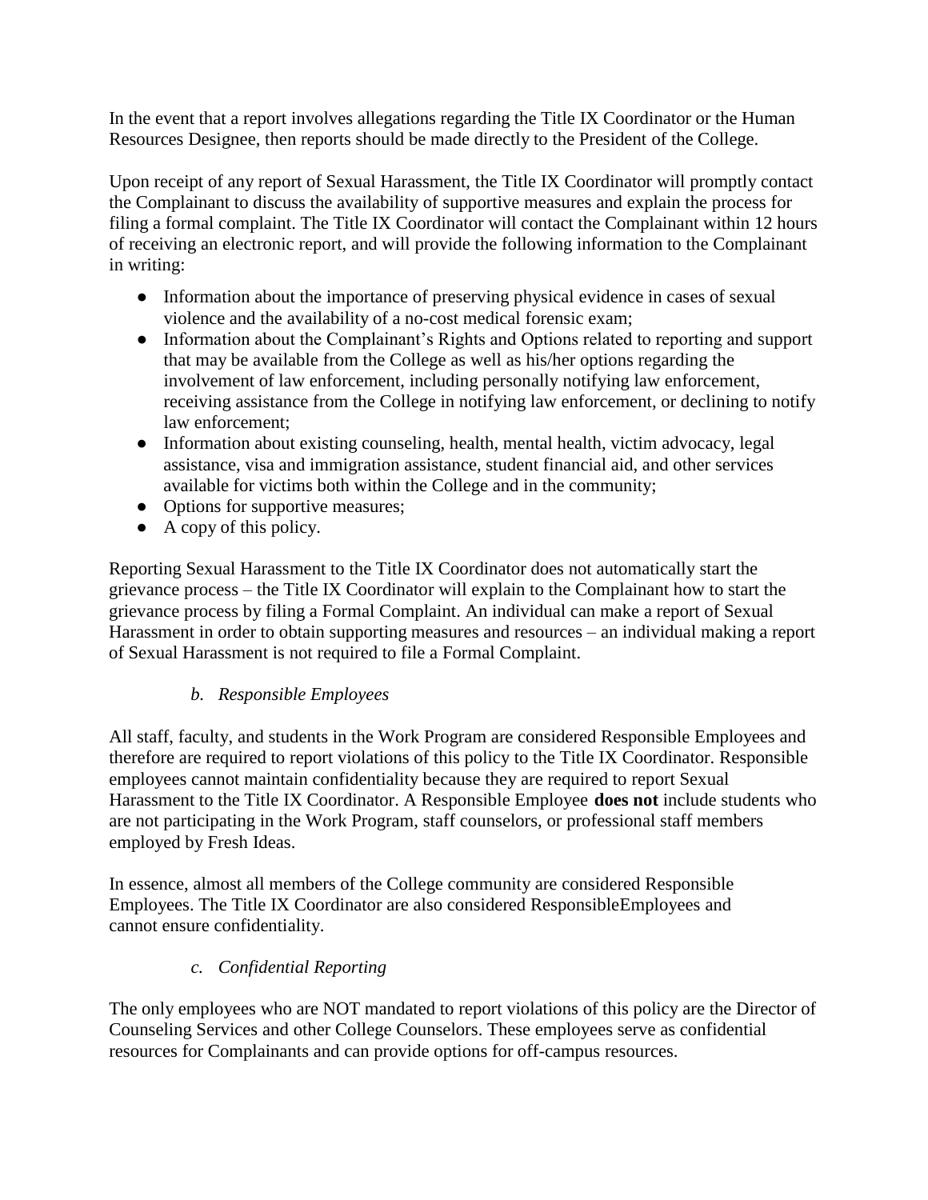In the event that a report involves allegations regarding the Title IX Coordinator or the Human Resources Designee, then reports should be made directly to the President of the College.

Upon receipt of any report of Sexual Harassment, the Title IX Coordinator will promptly contact the Complainant to discuss the availability of supportive measures and explain the process for filing a formal complaint. The Title IX Coordinator will contact the Complainant within 12 hours of receiving an electronic report, and will provide the following information to the Complainant in writing:

- Information about the importance of preserving physical evidence in cases of sexual violence and the availability of a no-cost medical forensic exam;
- Information about the Complainant's Rights and Options related to reporting and support that may be available from the College as well as his/her options regarding the involvement of law enforcement, including personally notifying law enforcement, receiving assistance from the College in notifying law enforcement, or declining to notify law enforcement;
- Information about existing counseling, health, mental health, victim advocacy, legal assistance, visa and immigration assistance, student financial aid, and other services available for victims both within the College and in the community;
- Options for supportive measures;
- A copy of this policy.

Reporting Sexual Harassment to the Title IX Coordinator does not automatically start the grievance process – the Title IX Coordinator will explain to the Complainant how to start the grievance process by filing a Formal Complaint. An individual can make a report of Sexual Harassment in order to obtain supporting measures and resources – an individual making a report of Sexual Harassment is not required to file a Formal Complaint.

### *b. Responsible Employees*

All staff, faculty, and students in the Work Program are considered Responsible Employees and therefore are required to report violations of this policy to the Title IX Coordinator. Responsible employees cannot maintain confidentiality because they are required to report Sexual Harassment to the Title IX Coordinator. A Responsible Employee **does not** include students who are not participating in the Work Program, staff counselors, or professional staff members employed by Fresh Ideas.

In essence, almost all members of the College community are considered Responsible Employees. The Title IX Coordinator are also considered ResponsibleEmployees and cannot ensure confidentiality.

### *c. Confidential Reporting*

The only employees who are NOT mandated to report violations of this policy are the Director of Counseling Services and other College Counselors. These employees serve as confidential resources for Complainants and can provide options for off-campus resources.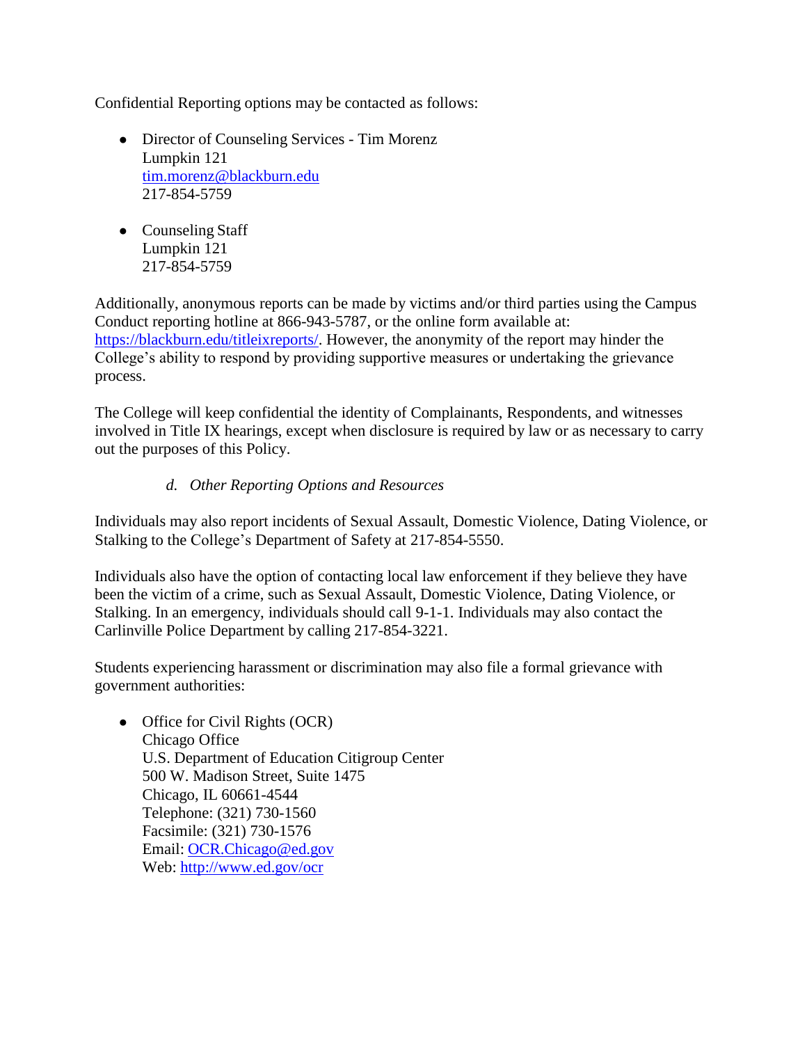Confidential Reporting options may be contacted as follows:

- Director of Counseling Services - Tim Morenz
  Lumpkin 121
  tim.morenz@blackburn.edu
  217-854-5759

- Counseling Staff
  Lumpkin 121
  217-854-5759

Additionally, anonymous reports can be made by victims and/or third parties using the Campus Conduct reporting hotline at 866-943-5787, or the online form available at: https://blackburn.edu/titleixreports/. However, the anonymity of the report may hinder the College's ability to respond by providing supportive measures or undertaking the grievance process.

The College will keep confidential the identity of Complainants, Respondents, and witnesses involved in Title IX hearings, except when disclosure is required by law or as necessary to carry out the purposes of this Policy.

*d. Other Reporting Options and Resources*

Individuals may also report incidents of Sexual Assault, Domestic Violence, Dating Violence, or Stalking to the College's Department of Safety at 217-854-5550.

Individuals also have the option of contacting local law enforcement if they believe they have been the victim of a crime, such as Sexual Assault, Domestic Violence, Dating Violence, or Stalking. In an emergency, individuals should call 9-1-1. Individuals may also contact the Carlinville Police Department by calling 217-854-3221.

Students experiencing harassment or discrimination may also file a formal grievance with government authorities:

- Office for Civil Rights (OCR)
  Chicago Office
  U.S. Department of Education Citigroup Center
  500 W. Madison Street, Suite 1475
  Chicago, IL 60661-4544
  Telephone: (321) 730-1560
  Facsimile: (321) 730-1576
  Email: OCR.Chicago@ed.gov
  Web: http://www.ed.gov/ocr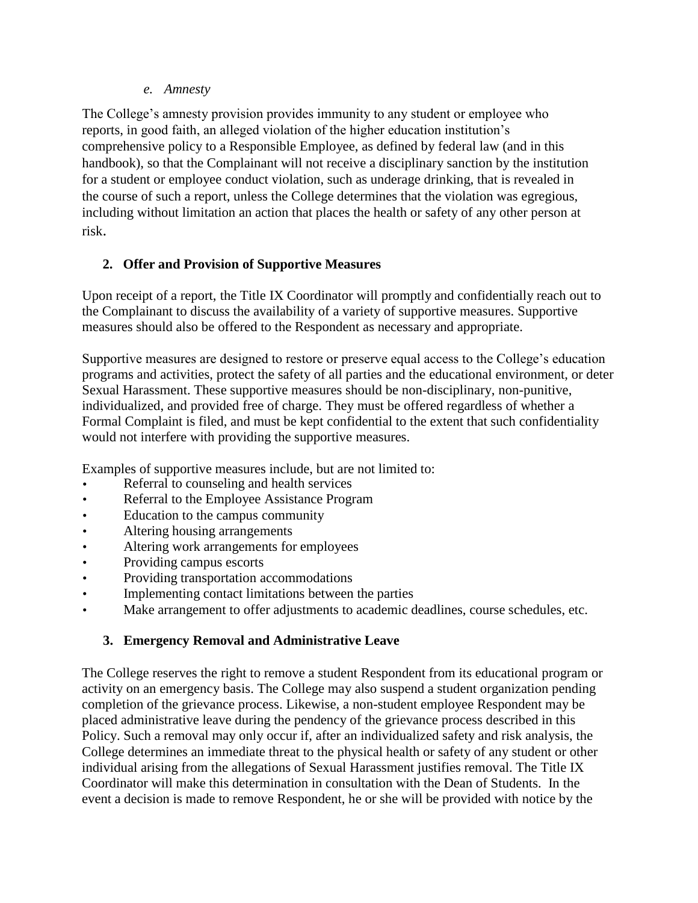*e. Amnesty*

The College's amnesty provision provides immunity to any student or employee who reports, in good faith, an alleged violation of the higher education institution's comprehensive policy to a Responsible Employee, as defined by federal law (and in this handbook), so that the Complainant will not receive a disciplinary sanction by the institution for a student or employee conduct violation, such as underage drinking, that is revealed in the course of such a report, unless the College determines that the violation was egregious, including without limitation an action that places the health or safety of any other person at risk.

## 2. Offer and Provision of Supportive Measures

Upon receipt of a report, the Title IX Coordinator will promptly and confidentially reach out to the Complainant to discuss the availability of a variety of supportive measures. Supportive measures should also be offered to the Respondent as necessary and appropriate.

Supportive measures are designed to restore or preserve equal access to the College's education programs and activities, protect the safety of all parties and the educational environment, or deter Sexual Harassment. These supportive measures should be non-disciplinary, non-punitive, individualized, and provided free of charge. They must be offered regardless of whether a Formal Complaint is filed, and must be kept confidential to the extent that such confidentiality would not interfere with providing the supportive measures.

Examples of supportive measures include, but are not limited to:

- Referral to counseling and health services
- Referral to the Employee Assistance Program
- Education to the campus community
- Altering housing arrangements
- Altering work arrangements for employees
- Providing campus escorts
- Providing transportation accommodations
- Implementing contact limitations between the parties
- Make arrangement to offer adjustments to academic deadlines, course schedules, etc.

## 3. Emergency Removal and Administrative Leave

The College reserves the right to remove a student Respondent from its educational program or activity on an emergency basis. The College may also suspend a student organization pending completion of the grievance process. Likewise, a non-student employee Respondent may be placed administrative leave during the pendency of the grievance process described in this Policy. Such a removal may only occur if, after an individualized safety and risk analysis, the College determines an immediate threat to the physical health or safety of any student or other individual arising from the allegations of Sexual Harassment justifies removal. The Title IX Coordinator will make this determination in consultation with the Dean of Students. In the event a decision is made to remove Respondent, he or she will be provided with notice by the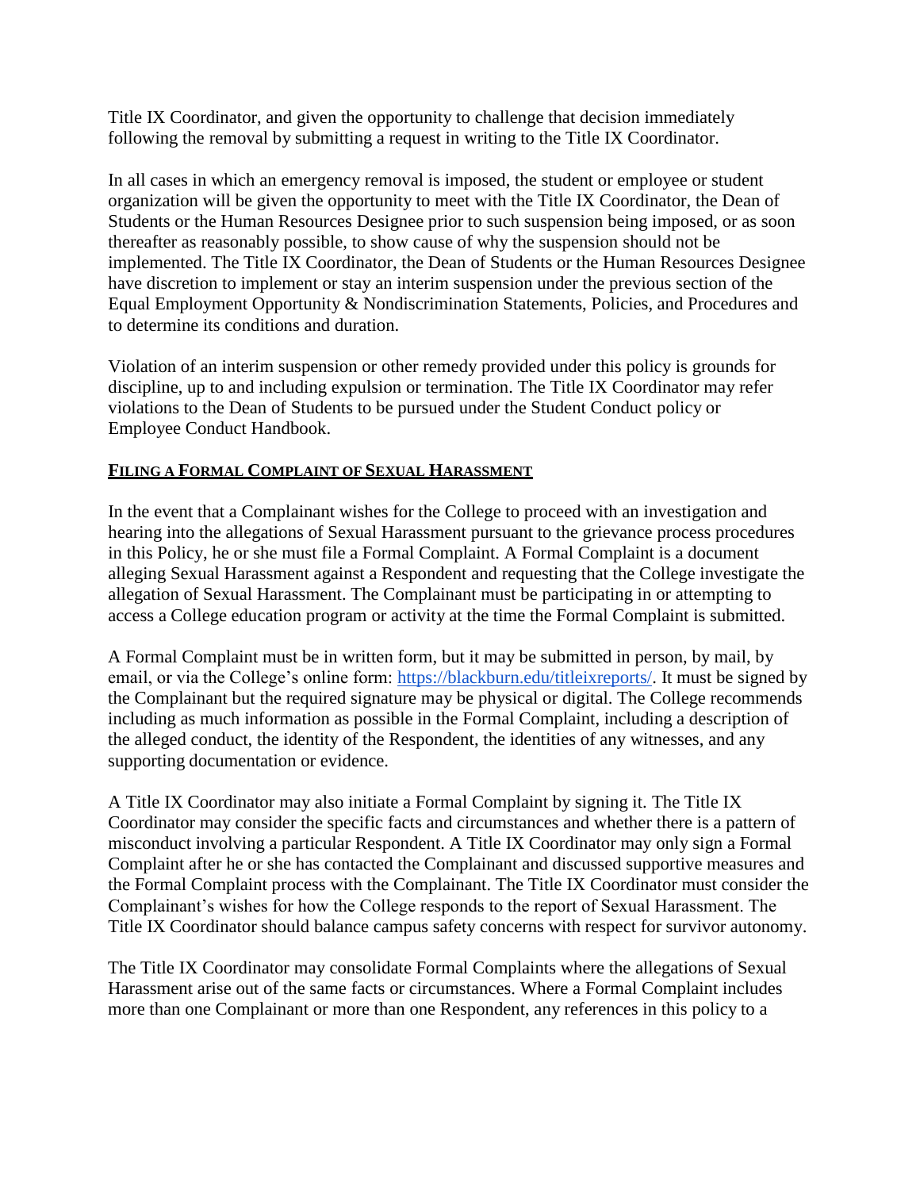Title IX Coordinator, and given the opportunity to challenge that decision immediately following the removal by submitting a request in writing to the Title IX Coordinator.

In all cases in which an emergency removal is imposed, the student or employee or student organization will be given the opportunity to meet with the Title IX Coordinator, the Dean of Students or the Human Resources Designee prior to such suspension being imposed, or as soon thereafter as reasonably possible, to show cause of why the suspension should not be implemented. The Title IX Coordinator, the Dean of Students or the Human Resources Designee have discretion to implement or stay an interim suspension under the previous section of the Equal Employment Opportunity & Nondiscrimination Statements, Policies, and Procedures and to determine its conditions and duration.

Violation of an interim suspension or other remedy provided under this policy is grounds for discipline, up to and including expulsion or termination. The Title IX Coordinator may refer violations to the Dean of Students to be pursued under the Student Conduct policy or Employee Conduct Handbook.

## Filing a Formal Complaint of Sexual Harassment

In the event that a Complainant wishes for the College to proceed with an investigation and hearing into the allegations of Sexual Harassment pursuant to the grievance process procedures in this Policy, he or she must file a Formal Complaint. A Formal Complaint is a document alleging Sexual Harassment against a Respondent and requesting that the College investigate the allegation of Sexual Harassment. The Complainant must be participating in or attempting to access a College education program or activity at the time the Formal Complaint is submitted.

A Formal Complaint must be in written form, but it may be submitted in person, by mail, by email, or via the College's online form: https://blackburn.edu/titleixreports/. It must be signed by the Complainant but the required signature may be physical or digital. The College recommends including as much information as possible in the Formal Complaint, including a description of the alleged conduct, the identity of the Respondent, the identities of any witnesses, and any supporting documentation or evidence.

A Title IX Coordinator may also initiate a Formal Complaint by signing it. The Title IX Coordinator may consider the specific facts and circumstances and whether there is a pattern of misconduct involving a particular Respondent. A Title IX Coordinator may only sign a Formal Complaint after he or she has contacted the Complainant and discussed supportive measures and the Formal Complaint process with the Complainant. The Title IX Coordinator must consider the Complainant's wishes for how the College responds to the report of Sexual Harassment. The Title IX Coordinator should balance campus safety concerns with respect for survivor autonomy.

The Title IX Coordinator may consolidate Formal Complaints where the allegations of Sexual Harassment arise out of the same facts or circumstances. Where a Formal Complaint includes more than one Complainant or more than one Respondent, any references in this policy to a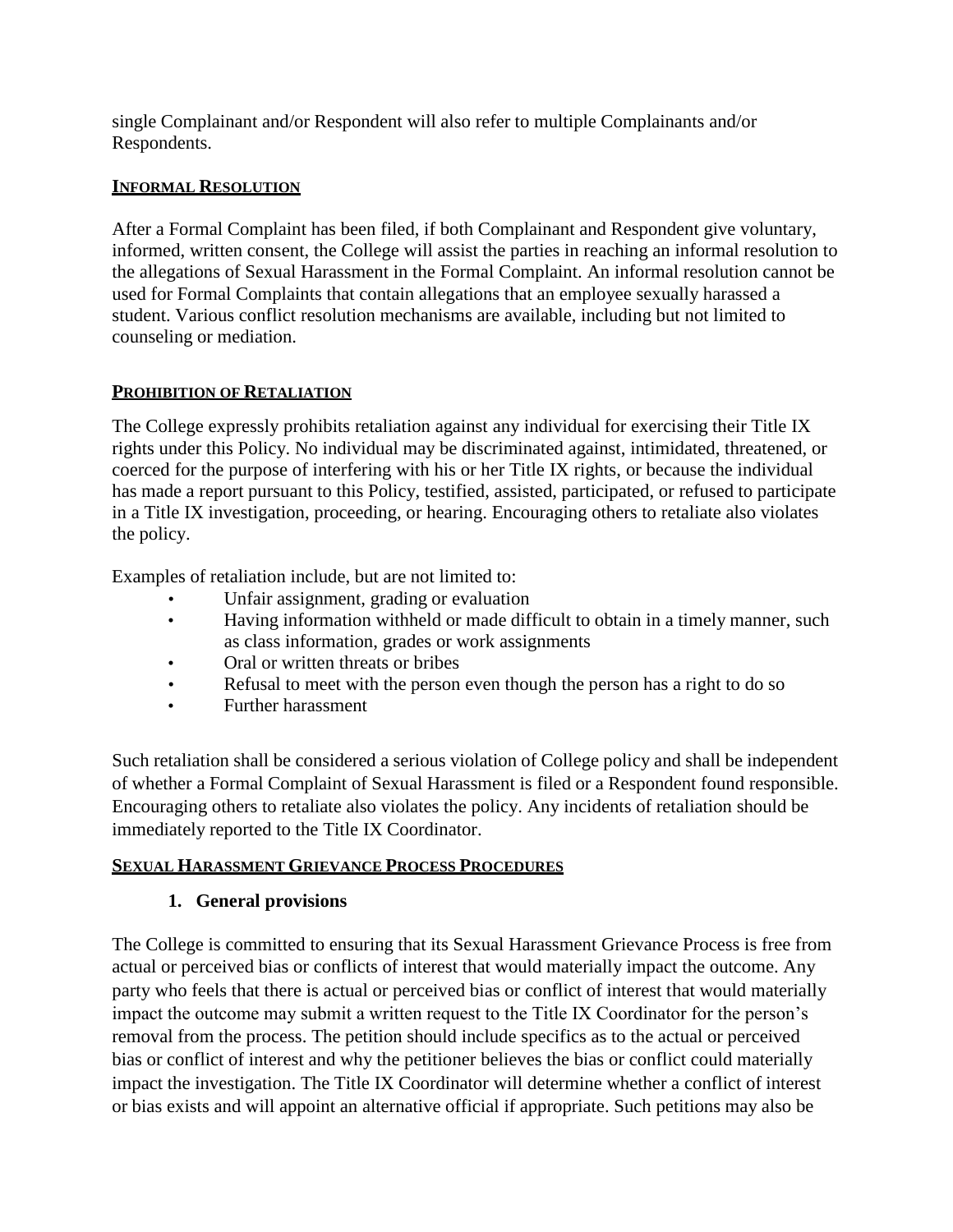single Complainant and/or Respondent will also refer to multiple Complainants and/or Respondents.

## INFORMAL RESOLUTION

After a Formal Complaint has been filed, if both Complainant and Respondent give voluntary, informed, written consent, the College will assist the parties in reaching an informal resolution to the allegations of Sexual Harassment in the Formal Complaint. An informal resolution cannot be used for Formal Complaints that contain allegations that an employee sexually harassed a student. Various conflict resolution mechanisms are available, including but not limited to counseling or mediation.

## PROHIBITION OF RETALIATION

The College expressly prohibits retaliation against any individual for exercising their Title IX rights under this Policy. No individual may be discriminated against, intimidated, threatened, or coerced for the purpose of interfering with his or her Title IX rights, or because the individual has made a report pursuant to this Policy, testified, assisted, participated, or refused to participate in a Title IX investigation, proceeding, or hearing. Encouraging others to retaliate also violates the policy.

Examples of retaliation include, but are not limited to:

- Unfair assignment, grading or evaluation
- Having information withheld or made difficult to obtain in a timely manner, such as class information, grades or work assignments
- Oral or written threats or bribes
- Refusal to meet with the person even though the person has a right to do so
- Further harassment

Such retaliation shall be considered a serious violation of College policy and shall be independent of whether a Formal Complaint of Sexual Harassment is filed or a Respondent found responsible. Encouraging others to retaliate also violates the policy. Any incidents of retaliation should be immediately reported to the Title IX Coordinator.

## SEXUAL HARASSMENT GRIEVANCE PROCESS PROCEDURES

### 1. General provisions

The College is committed to ensuring that its Sexual Harassment Grievance Process is free from actual or perceived bias or conflicts of interest that would materially impact the outcome. Any party who feels that there is actual or perceived bias or conflict of interest that would materially impact the outcome may submit a written request to the Title IX Coordinator for the person's removal from the process. The petition should include specifics as to the actual or perceived bias or conflict of interest and why the petitioner believes the bias or conflict could materially impact the investigation. The Title IX Coordinator will determine whether a conflict of interest or bias exists and will appoint an alternative official if appropriate. Such petitions may also be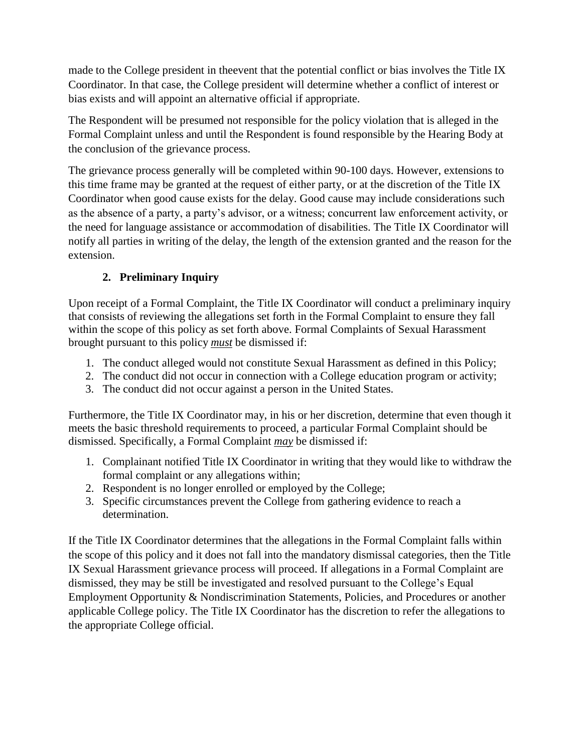made to the College president in theevent that the potential conflict or bias involves the Title IX Coordinator. In that case, the College president will determine whether a conflict of interest or bias exists and will appoint an alternative official if appropriate.

The Respondent will be presumed not responsible for the policy violation that is alleged in the Formal Complaint unless and until the Respondent is found responsible by the Hearing Body at the conclusion of the grievance process.

The grievance process generally will be completed within 90-100 days. However, extensions to this time frame may be granted at the request of either party, or at the discretion of the Title IX Coordinator when good cause exists for the delay. Good cause may include considerations such as the absence of a party, a party's advisor, or a witness; concurrent law enforcement activity, or the need for language assistance or accommodation of disabilities. The Title IX Coordinator will notify all parties in writing of the delay, the length of the extension granted and the reason for the extension.

### 2. Preliminary Inquiry

Upon receipt of a Formal Complaint, the Title IX Coordinator will conduct a preliminary inquiry that consists of reviewing the allegations set forth in the Formal Complaint to ensure they fall within the scope of this policy as set forth above. Formal Complaints of Sexual Harassment brought pursuant to this policy ***must*** be dismissed if:

1. The conduct alleged would not constitute Sexual Harassment as defined in this Policy;
2. The conduct did not occur in connection with a College education program or activity;
3. The conduct did not occur against a person in the United States.

Furthermore, the Title IX Coordinator may, in his or her discretion, determine that even though it meets the basic threshold requirements to proceed, a particular Formal Complaint should be dismissed. Specifically, a Formal Complaint ***may*** be dismissed if:

1. Complainant notified Title IX Coordinator in writing that they would like to withdraw the formal complaint or any allegations within;
2. Respondent is no longer enrolled or employed by the College;
3. Specific circumstances prevent the College from gathering evidence to reach a determination.

If the Title IX Coordinator determines that the allegations in the Formal Complaint falls within the scope of this policy and it does not fall into the mandatory dismissal categories, then the Title IX Sexual Harassment grievance process will proceed. If allegations in a Formal Complaint are dismissed, they may be still be investigated and resolved pursuant to the College's Equal Employment Opportunity & Nondiscrimination Statements, Policies, and Procedures or another applicable College policy. The Title IX Coordinator has the discretion to refer the allegations to the appropriate College official.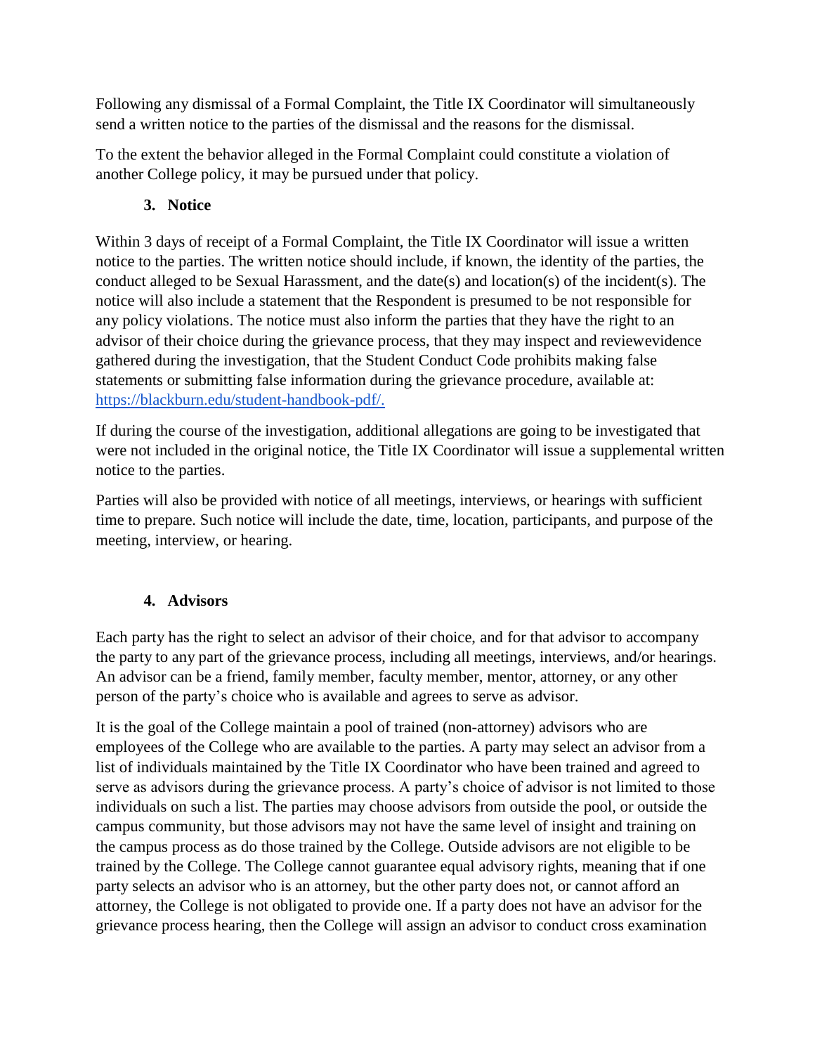Following any dismissal of a Formal Complaint, the Title IX Coordinator will simultaneously send a written notice to the parties of the dismissal and the reasons for the dismissal.

To the extent the behavior alleged in the Formal Complaint could constitute a violation of another College policy, it may be pursued under that policy.

### 3. Notice

Within 3 days of receipt of a Formal Complaint, the Title IX Coordinator will issue a written notice to the parties. The written notice should include, if known, the identity of the parties, the conduct alleged to be Sexual Harassment, and the date(s) and location(s) of the incident(s). The notice will also include a statement that the Respondent is presumed to be not responsible for any policy violations. The notice must also inform the parties that they have the right to an advisor of their choice during the grievance process, that they may inspect and reviewevidence gathered during the investigation, that the Student Conduct Code prohibits making false statements or submitting false information during the grievance procedure, available at: [https://blackburn.edu/student-handbook-pdf/.](https://blackburn.edu/student-handbook-pdf/)

If during the course of the investigation, additional allegations are going to be investigated that were not included in the original notice, the Title IX Coordinator will issue a supplemental written notice to the parties.

Parties will also be provided with notice of all meetings, interviews, or hearings with sufficient time to prepare. Such notice will include the date, time, location, participants, and purpose of the meeting, interview, or hearing.

### 4. Advisors

Each party has the right to select an advisor of their choice, and for that advisor to accompany the party to any part of the grievance process, including all meetings, interviews, and/or hearings. An advisor can be a friend, family member, faculty member, mentor, attorney, or any other person of the party's choice who is available and agrees to serve as advisor.

It is the goal of the College maintain a pool of trained (non-attorney) advisors who are employees of the College who are available to the parties. A party may select an advisor from a list of individuals maintained by the Title IX Coordinator who have been trained and agreed to serve as advisors during the grievance process. A party's choice of advisor is not limited to those individuals on such a list. The parties may choose advisors from outside the pool, or outside the campus community, but those advisors may not have the same level of insight and training on the campus process as do those trained by the College. Outside advisors are not eligible to be trained by the College. The College cannot guarantee equal advisory rights, meaning that if one party selects an advisor who is an attorney, but the other party does not, or cannot afford an attorney, the College is not obligated to provide one. If a party does not have an advisor for the grievance process hearing, then the College will assign an advisor to conduct cross examination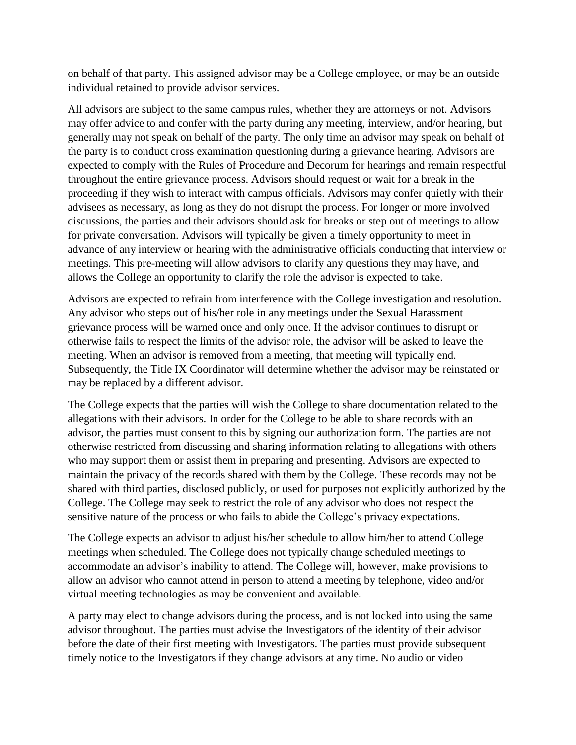on behalf of that party. This assigned advisor may be a College employee, or may be an outside individual retained to provide advisor services.

All advisors are subject to the same campus rules, whether they are attorneys or not. Advisors may offer advice to and confer with the party during any meeting, interview, and/or hearing, but generally may not speak on behalf of the party. The only time an advisor may speak on behalf of the party is to conduct cross examination questioning during a grievance hearing. Advisors are expected to comply with the Rules of Procedure and Decorum for hearings and remain respectful throughout the entire grievance process. Advisors should request or wait for a break in the proceeding if they wish to interact with campus officials. Advisors may confer quietly with their advisees as necessary, as long as they do not disrupt the process. For longer or more involved discussions, the parties and their advisors should ask for breaks or step out of meetings to allow for private conversation. Advisors will typically be given a timely opportunity to meet in advance of any interview or hearing with the administrative officials conducting that interview or meetings. This pre-meeting will allow advisors to clarify any questions they may have, and allows the College an opportunity to clarify the role the advisor is expected to take.

Advisors are expected to refrain from interference with the College investigation and resolution. Any advisor who steps out of his/her role in any meetings under the Sexual Harassment grievance process will be warned once and only once. If the advisor continues to disrupt or otherwise fails to respect the limits of the advisor role, the advisor will be asked to leave the meeting. When an advisor is removed from a meeting, that meeting will typically end. Subsequently, the Title IX Coordinator will determine whether the advisor may be reinstated or may be replaced by a different advisor.

The College expects that the parties will wish the College to share documentation related to the allegations with their advisors. In order for the College to be able to share records with an advisor, the parties must consent to this by signing our authorization form. The parties are not otherwise restricted from discussing and sharing information relating to allegations with others who may support them or assist them in preparing and presenting. Advisors are expected to maintain the privacy of the records shared with them by the College. These records may not be shared with third parties, disclosed publicly, or used for purposes not explicitly authorized by the College. The College may seek to restrict the role of any advisor who does not respect the sensitive nature of the process or who fails to abide the College's privacy expectations.

The College expects an advisor to adjust his/her schedule to allow him/her to attend College meetings when scheduled. The College does not typically change scheduled meetings to accommodate an advisor's inability to attend. The College will, however, make provisions to allow an advisor who cannot attend in person to attend a meeting by telephone, video and/or virtual meeting technologies as may be convenient and available.

A party may elect to change advisors during the process, and is not locked into using the same advisor throughout. The parties must advise the Investigators of the identity of their advisor before the date of their first meeting with Investigators. The parties must provide subsequent timely notice to the Investigators if they change advisors at any time. No audio or video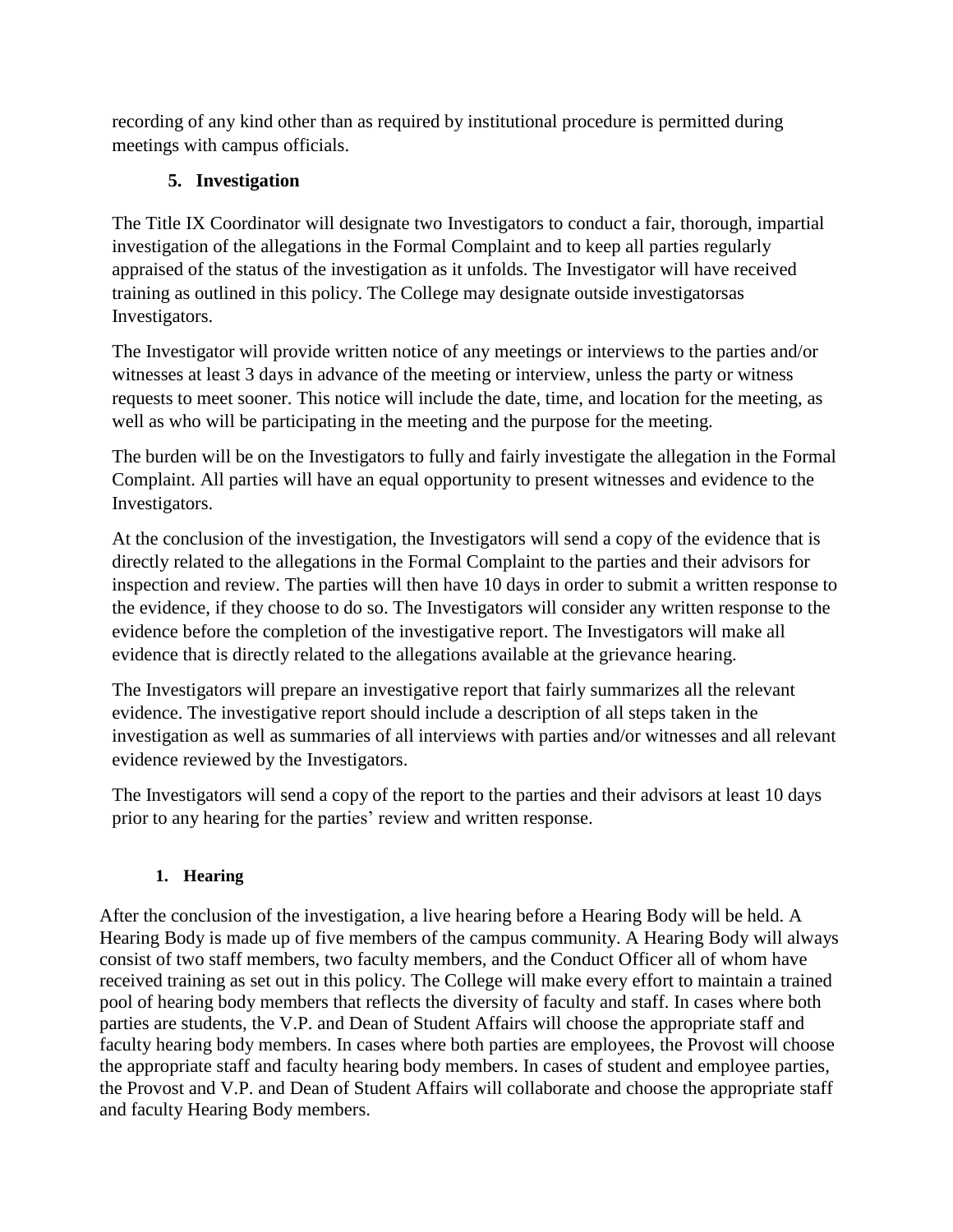recording of any kind other than as required by institutional procedure is permitted during meetings with campus officials.

### 5. Investigation

The Title IX Coordinator will designate two Investigators to conduct a fair, thorough, impartial investigation of the allegations in the Formal Complaint and to keep all parties regularly appraised of the status of the investigation as it unfolds. The Investigator will have received training as outlined in this policy. The College may designate outside investigatorsas Investigators.

The Investigator will provide written notice of any meetings or interviews to the parties and/or witnesses at least 3 days in advance of the meeting or interview, unless the party or witness requests to meet sooner. This notice will include the date, time, and location for the meeting, as well as who will be participating in the meeting and the purpose for the meeting.

The burden will be on the Investigators to fully and fairly investigate the allegation in the Formal Complaint. All parties will have an equal opportunity to present witnesses and evidence to the Investigators.

At the conclusion of the investigation, the Investigators will send a copy of the evidence that is directly related to the allegations in the Formal Complaint to the parties and their advisors for inspection and review. The parties will then have 10 days in order to submit a written response to the evidence, if they choose to do so. The Investigators will consider any written response to the evidence before the completion of the investigative report. The Investigators will make all evidence that is directly related to the allegations available at the grievance hearing.

The Investigators will prepare an investigative report that fairly summarizes all the relevant evidence. The investigative report should include a description of all steps taken in the investigation as well as summaries of all interviews with parties and/or witnesses and all relevant evidence reviewed by the Investigators.

The Investigators will send a copy of the report to the parties and their advisors at least 10 days prior to any hearing for the parties' review and written response.

### 1. Hearing

After the conclusion of the investigation, a live hearing before a Hearing Body will be held. A Hearing Body is made up of five members of the campus community. A Hearing Body will always consist of two staff members, two faculty members, and the Conduct Officer all of whom have received training as set out in this policy. The College will make every effort to maintain a trained pool of hearing body members that reflects the diversity of faculty and staff. In cases where both parties are students, the V.P. and Dean of Student Affairs will choose the appropriate staff and faculty hearing body members. In cases where both parties are employees, the Provost will choose the appropriate staff and faculty hearing body members. In cases of student and employee parties, the Provost and V.P. and Dean of Student Affairs will collaborate and choose the appropriate staff and faculty Hearing Body members.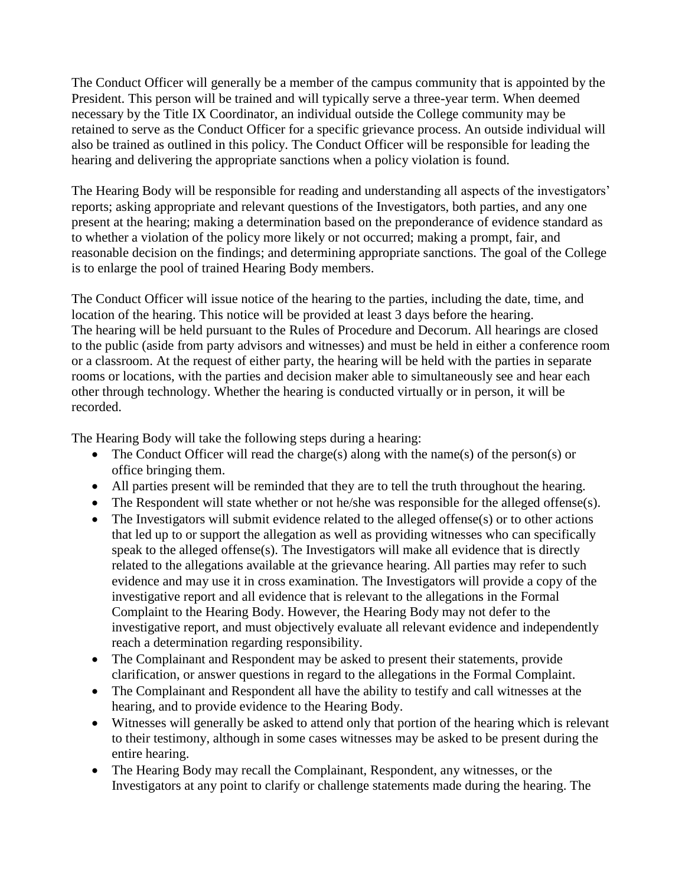The Conduct Officer will generally be a member of the campus community that is appointed by the President. This person will be trained and will typically serve a three-year term. When deemed necessary by the Title IX Coordinator, an individual outside the College community may be retained to serve as the Conduct Officer for a specific grievance process. An outside individual will also be trained as outlined in this policy. The Conduct Officer will be responsible for leading the hearing and delivering the appropriate sanctions when a policy violation is found.

The Hearing Body will be responsible for reading and understanding all aspects of the investigators' reports; asking appropriate and relevant questions of the Investigators, both parties, and any one present at the hearing; making a determination based on the preponderance of evidence standard as to whether a violation of the policy more likely or not occurred; making a prompt, fair, and reasonable decision on the findings; and determining appropriate sanctions. The goal of the College is to enlarge the pool of trained Hearing Body members.

The Conduct Officer will issue notice of the hearing to the parties, including the date, time, and location of the hearing. This notice will be provided at least 3 days before the hearing. The hearing will be held pursuant to the Rules of Procedure and Decorum. All hearings are closed to the public (aside from party advisors and witnesses) and must be held in either a conference room or a classroom. At the request of either party, the hearing will be held with the parties in separate rooms or locations, with the parties and decision maker able to simultaneously see and hear each other through technology. Whether the hearing is conducted virtually or in person, it will be recorded.

The Hearing Body will take the following steps during a hearing:

- The Conduct Officer will read the charge(s) along with the name(s) of the person(s) or office bringing them.
- All parties present will be reminded that they are to tell the truth throughout the hearing.
- The Respondent will state whether or not he/she was responsible for the alleged offense(s).
- The Investigators will submit evidence related to the alleged offense(s) or to other actions that led up to or support the allegation as well as providing witnesses who can specifically speak to the alleged offense(s). The Investigators will make all evidence that is directly related to the allegations available at the grievance hearing. All parties may refer to such evidence and may use it in cross examination. The Investigators will provide a copy of the investigative report and all evidence that is relevant to the allegations in the Formal Complaint to the Hearing Body. However, the Hearing Body may not defer to the investigative report, and must objectively evaluate all relevant evidence and independently reach a determination regarding responsibility.
- The Complainant and Respondent may be asked to present their statements, provide clarification, or answer questions in regard to the allegations in the Formal Complaint.
- The Complainant and Respondent all have the ability to testify and call witnesses at the hearing, and to provide evidence to the Hearing Body.
- Witnesses will generally be asked to attend only that portion of the hearing which is relevant to their testimony, although in some cases witnesses may be asked to be present during the entire hearing.
- The Hearing Body may recall the Complainant, Respondent, any witnesses, or the Investigators at any point to clarify or challenge statements made during the hearing. The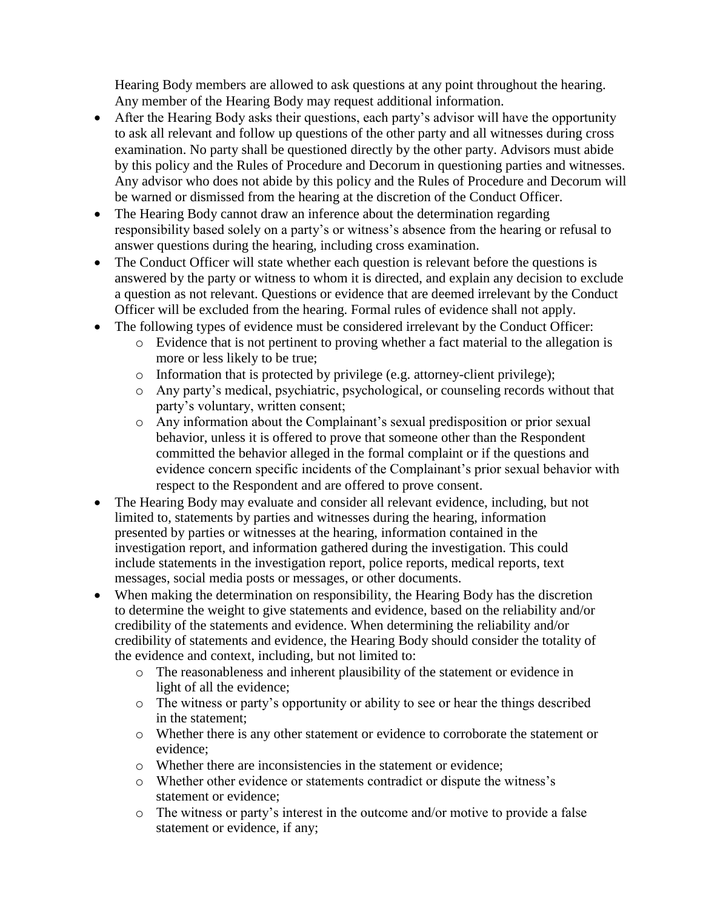Hearing Body members are allowed to ask questions at any point throughout the hearing. Any member of the Hearing Body may request additional information.

- After the Hearing Body asks their questions, each party's advisor will have the opportunity to ask all relevant and follow up questions of the other party and all witnesses during cross examination. No party shall be questioned directly by the other party. Advisors must abide by this policy and the Rules of Procedure and Decorum in questioning parties and witnesses. Any advisor who does not abide by this policy and the Rules of Procedure and Decorum will be warned or dismissed from the hearing at the discretion of the Conduct Officer.
- The Hearing Body cannot draw an inference about the determination regarding responsibility based solely on a party's or witness's absence from the hearing or refusal to answer questions during the hearing, including cross examination.
- The Conduct Officer will state whether each question is relevant before the questions is answered by the party or witness to whom it is directed, and explain any decision to exclude a question as not relevant. Questions or evidence that are deemed irrelevant by the Conduct Officer will be excluded from the hearing. Formal rules of evidence shall not apply.
- The following types of evidence must be considered irrelevant by the Conduct Officer:
  - Evidence that is not pertinent to proving whether a fact material to the allegation is more or less likely to be true;
  - Information that is protected by privilege (e.g. attorney-client privilege);
  - Any party's medical, psychiatric, psychological, or counseling records without that party's voluntary, written consent;
  - Any information about the Complainant's sexual predisposition or prior sexual behavior, unless it is offered to prove that someone other than the Respondent committed the behavior alleged in the formal complaint or if the questions and evidence concern specific incidents of the Complainant's prior sexual behavior with respect to the Respondent and are offered to prove consent.
- The Hearing Body may evaluate and consider all relevant evidence, including, but not limited to, statements by parties and witnesses during the hearing, information presented by parties or witnesses at the hearing, information contained in the investigation report, and information gathered during the investigation. This could include statements in the investigation report, police reports, medical reports, text messages, social media posts or messages, or other documents.
- When making the determination on responsibility, the Hearing Body has the discretion to determine the weight to give statements and evidence, based on the reliability and/or credibility of the statements and evidence. When determining the reliability and/or credibility of statements and evidence, the Hearing Body should consider the totality of the evidence and context, including, but not limited to:
  - The reasonableness and inherent plausibility of the statement or evidence in light of all the evidence;
  - The witness or party's opportunity or ability to see or hear the things described in the statement;
  - Whether there is any other statement or evidence to corroborate the statement or evidence;
  - Whether there are inconsistencies in the statement or evidence;
  - Whether other evidence or statements contradict or dispute the witness's statement or evidence;
  - The witness or party's interest in the outcome and/or motive to provide a false statement or evidence, if any;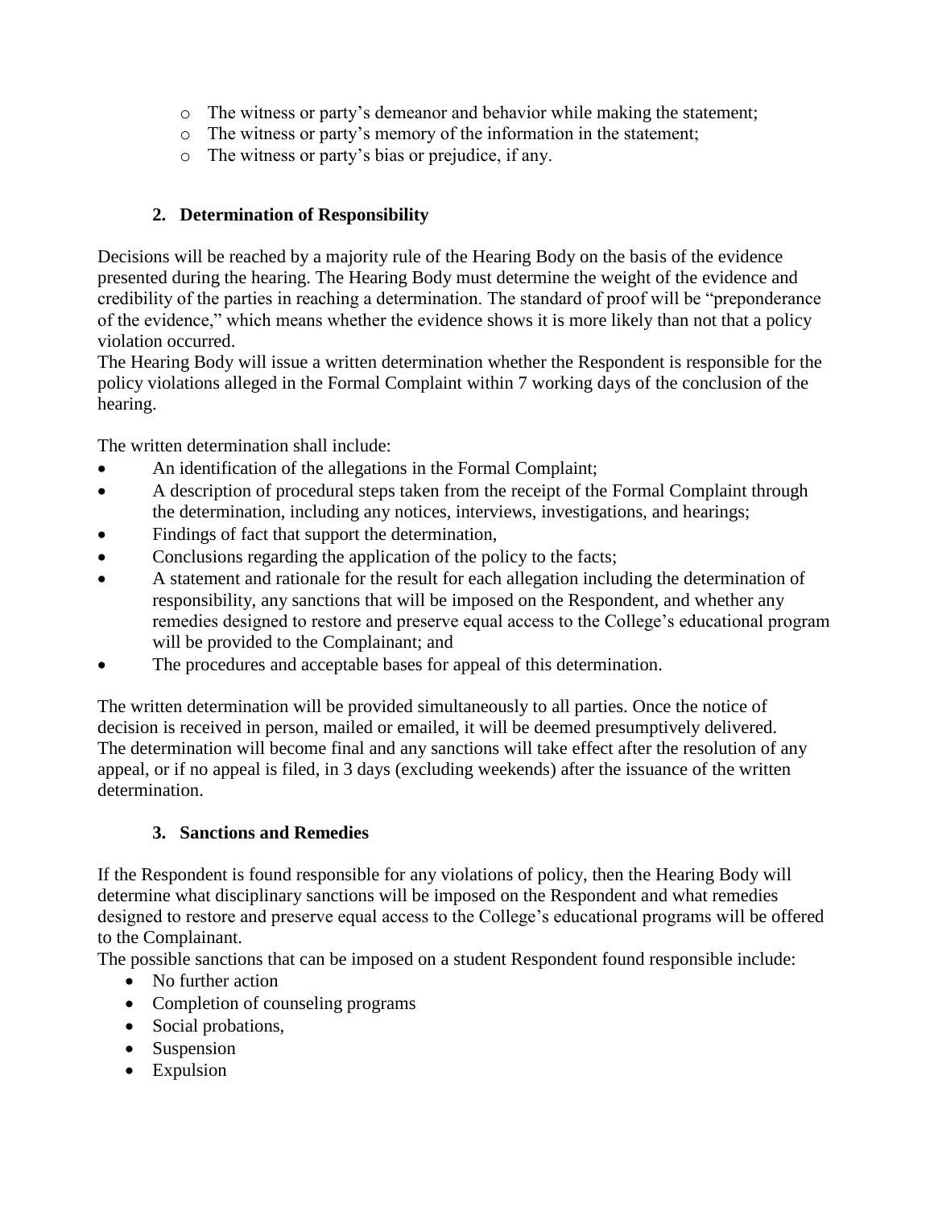- The witness or party's demeanor and behavior while making the statement;
- The witness or party's memory of the information in the statement;
- The witness or party's bias or prejudice, if any.

### 2. Determination of Responsibility

Decisions will be reached by a majority rule of the Hearing Body on the basis of the evidence presented during the hearing. The Hearing Body must determine the weight of the evidence and credibility of the parties in reaching a determination. The standard of proof will be "preponderance of the evidence," which means whether the evidence shows it is more likely than not that a policy violation occurred.

The Hearing Body will issue a written determination whether the Respondent is responsible for the policy violations alleged in the Formal Complaint within 7 working days of the conclusion of the hearing.

The written determination shall include:

- An identification of the allegations in the Formal Complaint;
- A description of procedural steps taken from the receipt of the Formal Complaint through the determination, including any notices, interviews, investigations, and hearings;
- Findings of fact that support the determination,
- Conclusions regarding the application of the policy to the facts;
- A statement and rationale for the result for each allegation including the determination of responsibility, any sanctions that will be imposed on the Respondent, and whether any remedies designed to restore and preserve equal access to the College's educational program will be provided to the Complainant; and
- The procedures and acceptable bases for appeal of this determination.

The written determination will be provided simultaneously to all parties. Once the notice of decision is received in person, mailed or emailed, it will be deemed presumptively delivered. The determination will become final and any sanctions will take effect after the resolution of any appeal, or if no appeal is filed, in 3 days (excluding weekends) after the issuance of the written determination.

### 3. Sanctions and Remedies

If the Respondent is found responsible for any violations of policy, then the Hearing Body will determine what disciplinary sanctions will be imposed on the Respondent and what remedies designed to restore and preserve equal access to the College's educational programs will be offered to the Complainant.

The possible sanctions that can be imposed on a student Respondent found responsible include:

- No further action
- Completion of counseling programs
- Social probations,
- Suspension
- Expulsion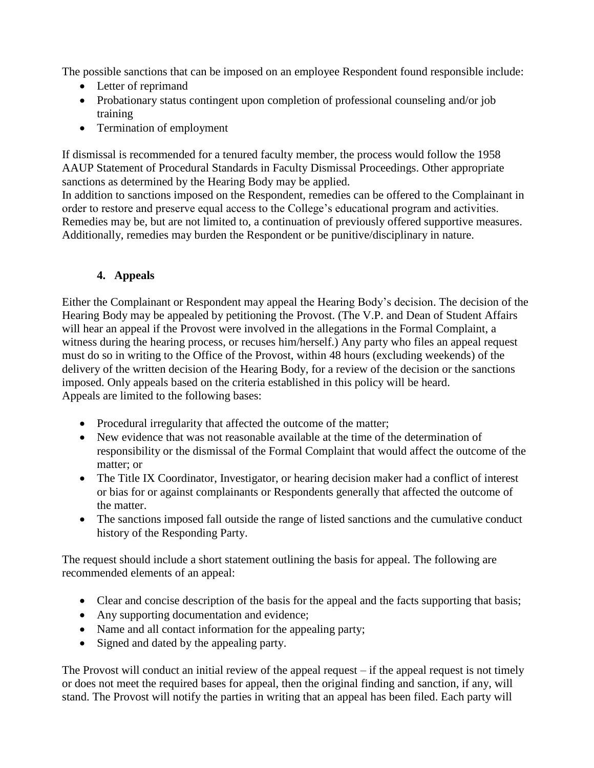The possible sanctions that can be imposed on an employee Respondent found responsible include:

- Letter of reprimand
- Probationary status contingent upon completion of professional counseling and/or job training
- Termination of employment

If dismissal is recommended for a tenured faculty member, the process would follow the 1958 AAUP Statement of Procedural Standards in Faculty Dismissal Proceedings. Other appropriate sanctions as determined by the Hearing Body may be applied.

In addition to sanctions imposed on the Respondent, remedies can be offered to the Complainant in order to restore and preserve equal access to the College's educational program and activities. Remedies may be, but are not limited to, a continuation of previously offered supportive measures. Additionally, remedies may burden the Respondent or be punitive/disciplinary in nature.

### 4. Appeals

Either the Complainant or Respondent may appeal the Hearing Body's decision. The decision of the Hearing Body may be appealed by petitioning the Provost. (The V.P. and Dean of Student Affairs will hear an appeal if the Provost were involved in the allegations in the Formal Complaint, a witness during the hearing process, or recuses him/herself.) Any party who files an appeal request must do so in writing to the Office of the Provost, within 48 hours (excluding weekends) of the delivery of the written decision of the Hearing Body, for a review of the decision or the sanctions imposed. Only appeals based on the criteria established in this policy will be heard.
Appeals are limited to the following bases:

- Procedural irregularity that affected the outcome of the matter;
- New evidence that was not reasonable available at the time of the determination of responsibility or the dismissal of the Formal Complaint that would affect the outcome of the matter; or
- The Title IX Coordinator, Investigator, or hearing decision maker had a conflict of interest or bias for or against complainants or Respondents generally that affected the outcome of the matter.
- The sanctions imposed fall outside the range of listed sanctions and the cumulative conduct history of the Responding Party.

The request should include a short statement outlining the basis for appeal. The following are recommended elements of an appeal:

- Clear and concise description of the basis for the appeal and the facts supporting that basis;
- Any supporting documentation and evidence;
- Name and all contact information for the appealing party;
- Signed and dated by the appealing party.

The Provost will conduct an initial review of the appeal request – if the appeal request is not timely or does not meet the required bases for appeal, then the original finding and sanction, if any, will stand. The Provost will notify the parties in writing that an appeal has been filed. Each party will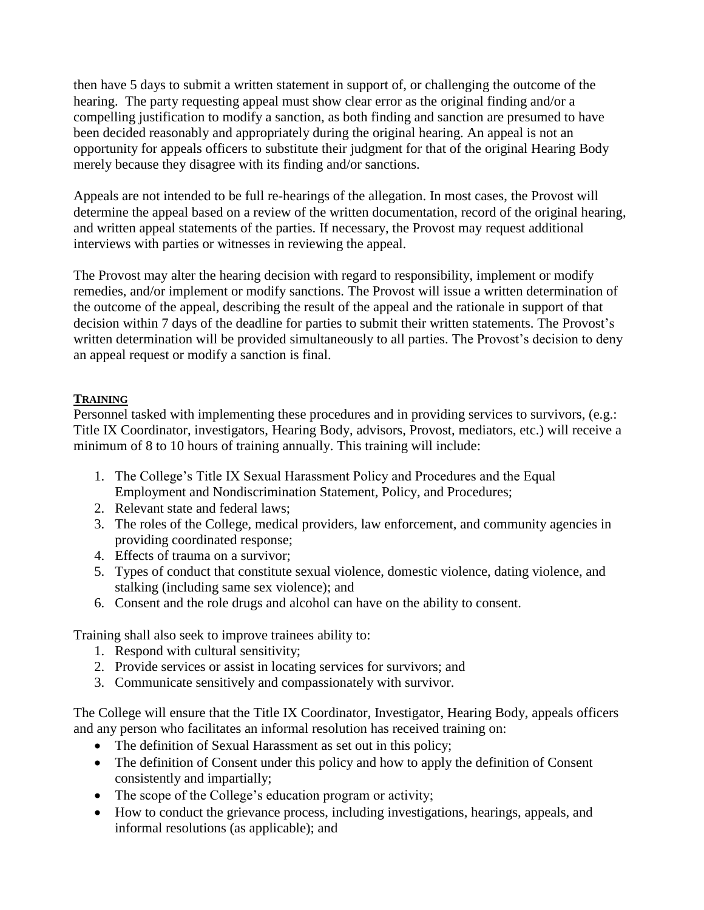then have 5 days to submit a written statement in support of, or challenging the outcome of the hearing. The party requesting appeal must show clear error as the original finding and/or a compelling justification to modify a sanction, as both finding and sanction are presumed to have been decided reasonably and appropriately during the original hearing. An appeal is not an opportunity for appeals officers to substitute their judgment for that of the original Hearing Body merely because they disagree with its finding and/or sanctions.

Appeals are not intended to be full re-hearings of the allegation. In most cases, the Provost will determine the appeal based on a review of the written documentation, record of the original hearing, and written appeal statements of the parties. If necessary, the Provost may request additional interviews with parties or witnesses in reviewing the appeal.

The Provost may alter the hearing decision with regard to responsibility, implement or modify remedies, and/or implement or modify sanctions. The Provost will issue a written determination of the outcome of the appeal, describing the result of the appeal and the rationale in support of that decision within 7 days of the deadline for parties to submit their written statements. The Provost's written determination will be provided simultaneously to all parties. The Provost's decision to deny an appeal request or modify a sanction is final.

**TRAINING**

Personnel tasked with implementing these procedures and in providing services to survivors, (e.g.: Title IX Coordinator, investigators, Hearing Body, advisors, Provost, mediators, etc.) will receive a minimum of 8 to 10 hours of training annually. This training will include:

1. The College's Title IX Sexual Harassment Policy and Procedures and the Equal Employment and Nondiscrimination Statement, Policy, and Procedures;
2. Relevant state and federal laws;
3. The roles of the College, medical providers, law enforcement, and community agencies in providing coordinated response;
4. Effects of trauma on a survivor;
5. Types of conduct that constitute sexual violence, domestic violence, dating violence, and stalking (including same sex violence); and
6. Consent and the role drugs and alcohol can have on the ability to consent.

Training shall also seek to improve trainees ability to:

1. Respond with cultural sensitivity;
2. Provide services or assist in locating services for survivors; and
3. Communicate sensitively and compassionately with survivor.

The College will ensure that the Title IX Coordinator, Investigator, Hearing Body, appeals officers and any person who facilitates an informal resolution has received training on:

- The definition of Sexual Harassment as set out in this policy;
- The definition of Consent under this policy and how to apply the definition of Consent consistently and impartially;
- The scope of the College's education program or activity;
- How to conduct the grievance process, including investigations, hearings, appeals, and informal resolutions (as applicable); and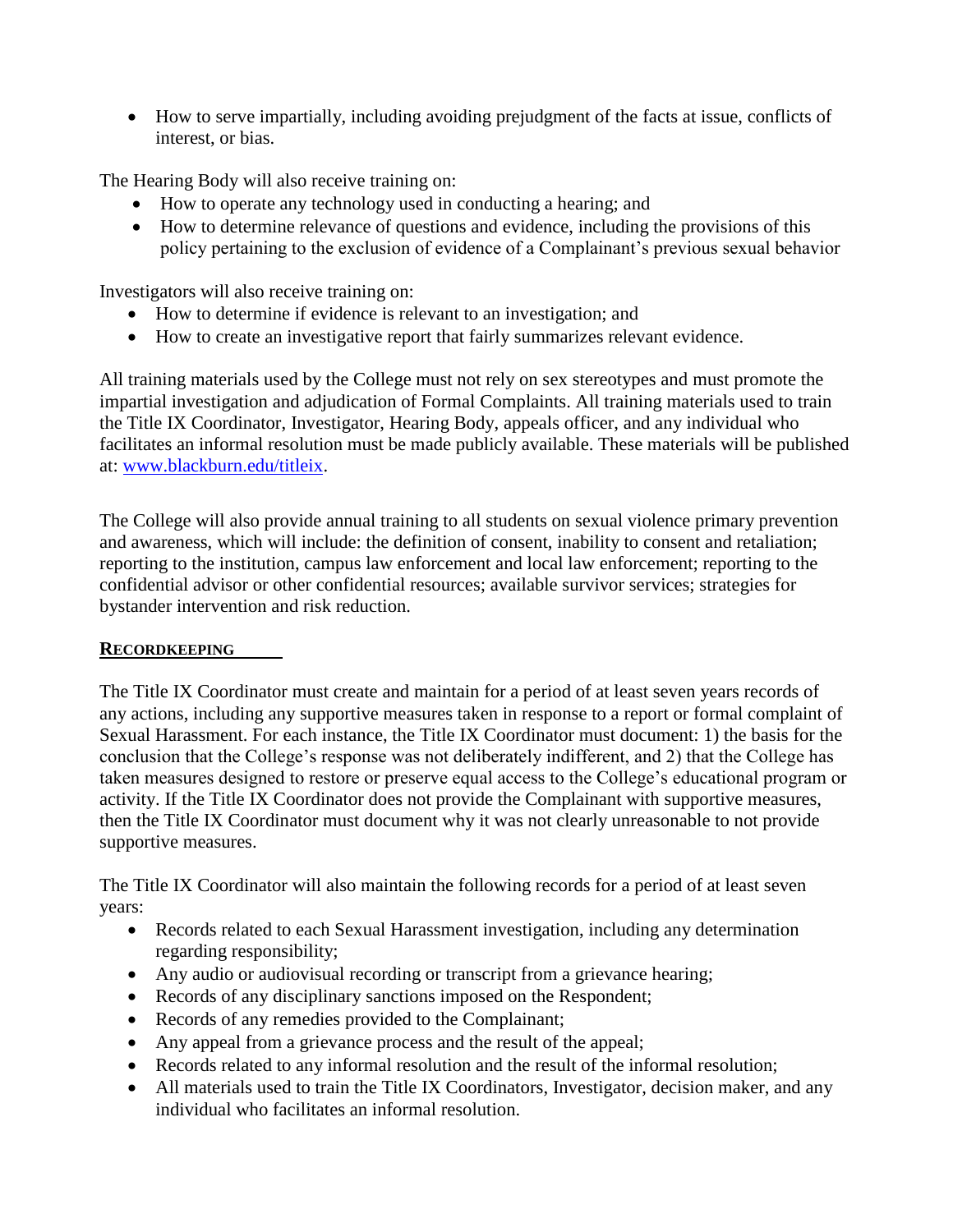- How to serve impartially, including avoiding prejudgment of the facts at issue, conflicts of interest, or bias.

The Hearing Body will also receive training on:

- How to operate any technology used in conducting a hearing; and
- How to determine relevance of questions and evidence, including the provisions of this policy pertaining to the exclusion of evidence of a Complainant's previous sexual behavior

Investigators will also receive training on:

- How to determine if evidence is relevant to an investigation; and
- How to create an investigative report that fairly summarizes relevant evidence.

All training materials used by the College must not rely on sex stereotypes and must promote the impartial investigation and adjudication of Formal Complaints. All training materials used to train the Title IX Coordinator, Investigator, Hearing Body, appeals officer, and any individual who facilitates an informal resolution must be made publicly available. These materials will be published at: www.blackburn.edu/titleix.

The College will also provide annual training to all students on sexual violence primary prevention and awareness, which will include: the definition of consent, inability to consent and retaliation; reporting to the institution, campus law enforcement and local law enforcement; reporting to the confidential advisor or other confidential resources; available survivor services; strategies for bystander intervention and risk reduction.

## RECORDKEEPING

The Title IX Coordinator must create and maintain for a period of at least seven years records of any actions, including any supportive measures taken in response to a report or formal complaint of Sexual Harassment. For each instance, the Title IX Coordinator must document: 1) the basis for the conclusion that the College's response was not deliberately indifferent, and 2) that the College has taken measures designed to restore or preserve equal access to the College's educational program or activity. If the Title IX Coordinator does not provide the Complainant with supportive measures, then the Title IX Coordinator must document why it was not clearly unreasonable to not provide supportive measures.

The Title IX Coordinator will also maintain the following records for a period of at least seven years:

- Records related to each Sexual Harassment investigation, including any determination regarding responsibility;
- Any audio or audiovisual recording or transcript from a grievance hearing;
- Records of any disciplinary sanctions imposed on the Respondent;
- Records of any remedies provided to the Complainant;
- Any appeal from a grievance process and the result of the appeal;
- Records related to any informal resolution and the result of the informal resolution;
- All materials used to train the Title IX Coordinators, Investigator, decision maker, and any individual who facilitates an informal resolution.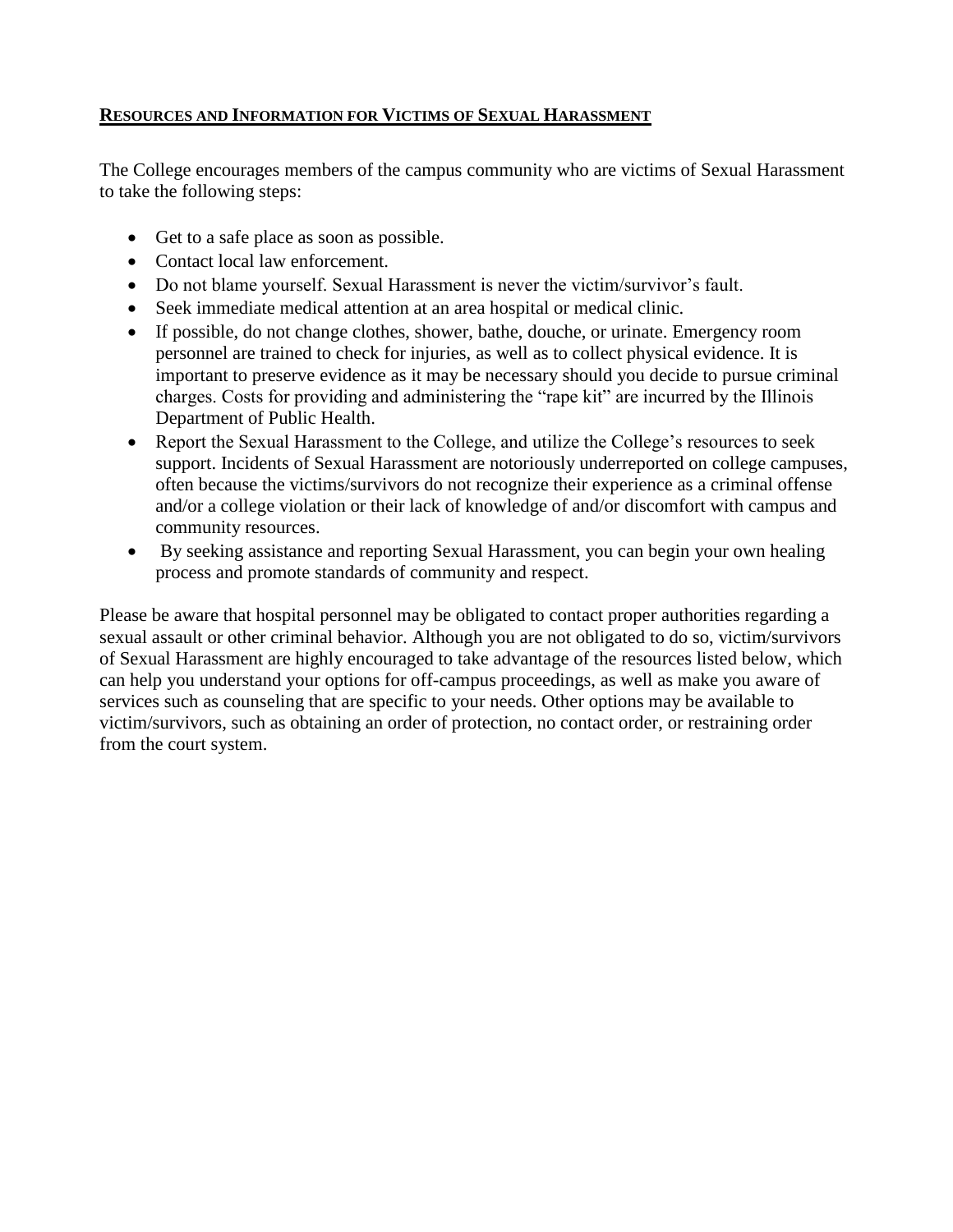## RESOURCES AND INFORMATION FOR VICTIMS OF SEXUAL HARASSMENT

The College encourages members of the campus community who are victims of Sexual Harassment to take the following steps:

- Get to a safe place as soon as possible.
- Contact local law enforcement.
- Do not blame yourself. Sexual Harassment is never the victim/survivor's fault.
- Seek immediate medical attention at an area hospital or medical clinic.
- If possible, do not change clothes, shower, bathe, douche, or urinate. Emergency room personnel are trained to check for injuries, as well as to collect physical evidence. It is important to preserve evidence as it may be necessary should you decide to pursue criminal charges. Costs for providing and administering the "rape kit" are incurred by the Illinois Department of Public Health.
- Report the Sexual Harassment to the College, and utilize the College's resources to seek support. Incidents of Sexual Harassment are notoriously underreported on college campuses, often because the victims/survivors do not recognize their experience as a criminal offense and/or a college violation or their lack of knowledge of and/or discomfort with campus and community resources.
- By seeking assistance and reporting Sexual Harassment, you can begin your own healing process and promote standards of community and respect.

Please be aware that hospital personnel may be obligated to contact proper authorities regarding a sexual assault or other criminal behavior. Although you are not obligated to do so, victim/survivors of Sexual Harassment are highly encouraged to take advantage of the resources listed below, which can help you understand your options for off-campus proceedings, as well as make you aware of services such as counseling that are specific to your needs. Other options may be available to victim/survivors, such as obtaining an order of protection, no contact order, or restraining order from the court system.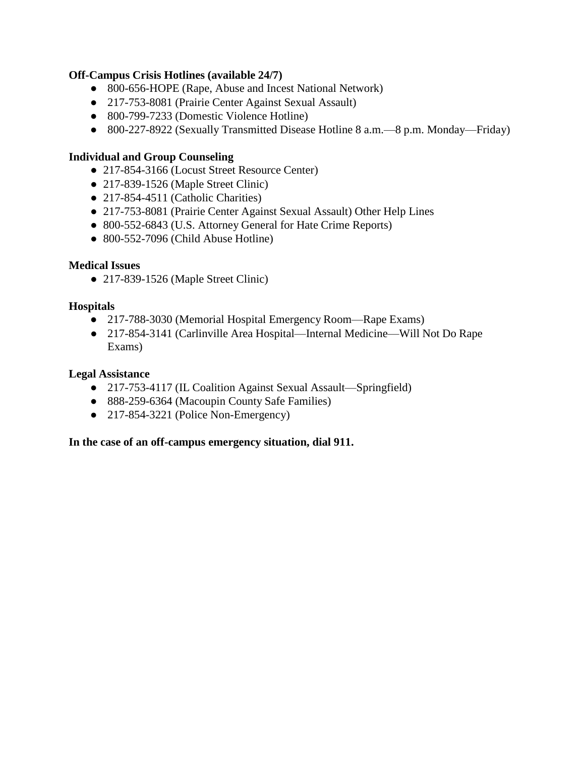**Off-Campus Crisis Hotlines (available 24/7)**

- 800-656-HOPE (Rape, Abuse and Incest National Network)
- 217-753-8081 (Prairie Center Against Sexual Assault)
- 800-799-7233 (Domestic Violence Hotline)
- 800-227-8922 (Sexually Transmitted Disease Hotline 8 a.m.—8 p.m. Monday—Friday)

**Individual and Group Counseling**

- 217-854-3166 (Locust Street Resource Center)
- 217-839-1526 (Maple Street Clinic)
- 217-854-4511 (Catholic Charities)
- 217-753-8081 (Prairie Center Against Sexual Assault) Other Help Lines
- 800-552-6843 (U.S. Attorney General for Hate Crime Reports)
- 800-552-7096 (Child Abuse Hotline)

**Medical Issues**

- 217-839-1526 (Maple Street Clinic)

**Hospitals**

- 217-788-3030 (Memorial Hospital Emergency Room—Rape Exams)
- 217-854-3141 (Carlinville Area Hospital—Internal Medicine—Will Not Do Rape Exams)

**Legal Assistance**

- 217-753-4117 (IL Coalition Against Sexual Assault—Springfield)
- 888-259-6364 (Macoupin County Safe Families)
- 217-854-3221 (Police Non-Emergency)

**In the case of an off-campus emergency situation, dial 911.**